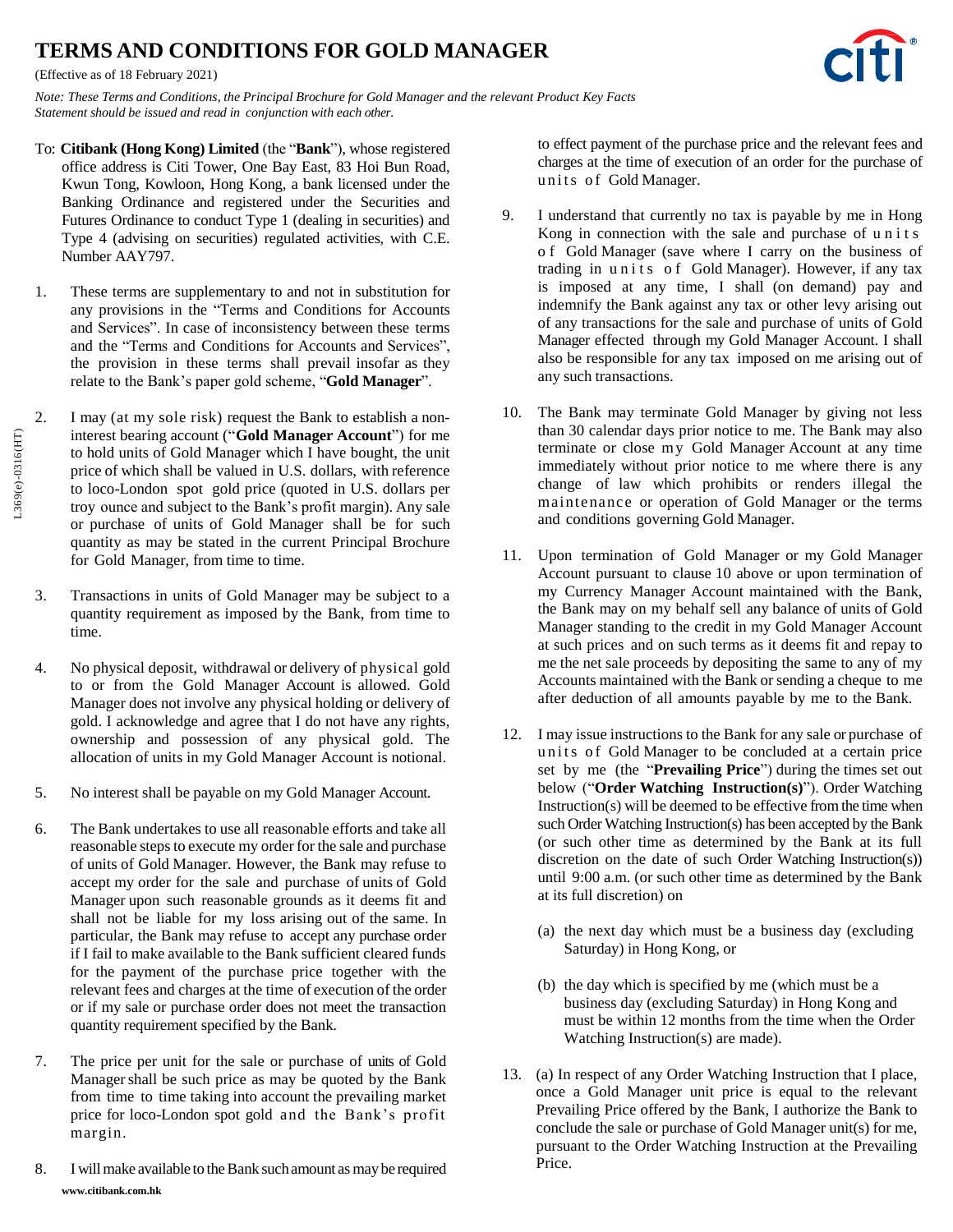# TERMS AND CONDITIONS FOR GOLD MANAGER

(Effective as of 18 February 2021)

*Note: These Terms and Conditions, the Principal Brochure for Gold Manager and the relevant Product Key Facts Statement should be issued and read in conjunction with each other.*

To: **Citibank (Hong Kong) Limited** (the "**Bank**"), whose registered office address is Citi Tower, One Bay East, 83 Hoi Bun Road, Kwun Tong, Kowloon, Hong Kong, a bank licensed under the Banking Ordinance and registered under the Securities and Futures Ordinance to conduct Type 1 (dealing in securities) and Type 4 (advising on securities) regulated activities, with C.E. Number AAY797.

1. These terms are supplementary to and not in substitution for any provisions in the "Terms and Conditions for Accounts and Services". In case of inconsistency between these terms and the "Terms and Conditions for Accounts and Services", the provision in these terms shall prevail insofar as they relate to the Bank's paper gold scheme, "**Gold Manager**".

2. I may (at my sole risk) request the Bank to establish a non-interest bearing account ("**Gold Manager Account**") for me to hold units of Gold Manager which I have bought, the unit price of which shall be valued in U.S. dollars, with reference to loco-London spot gold price (quoted in U.S. dollars per troy ounce and subject to the Bank's profit margin). Any sale or purchase of units of Gold Manager shall be for such quantity as may be stated in the current Principal Brochure for Gold Manager, from time to time.

3. Transactions in units of Gold Manager may be subject to a quantity requirement as imposed by the Bank, from time to time.

4. No physical deposit, withdrawal or delivery of physical gold to or from the Gold Manager Account is allowed. Gold Manager does not involve any physical holding or delivery of gold. I acknowledge and agree that I do not have any rights, ownership and possession of any physical gold. The allocation of units in my Gold Manager Account is notional.

5. No interest shall be payable on my Gold Manager Account.

6. The Bank undertakes to use all reasonable efforts and take all reasonable steps to execute my order for the sale and purchase of units of Gold Manager. However, the Bank may refuse to accept my order for the sale and purchase of units of Gold Manager upon such reasonable grounds as it deems fit and shall not be liable for my loss arising out of the same. In particular, the Bank may refuse to accept any purchase order if I fail to make available to the Bank sufficient cleared funds for the payment of the purchase price together with the relevant fees and charges at the time of execution of the order or if my sale or purchase order does not meet the transaction quantity requirement specified by the Bank.

7. The price per unit for the sale or purchase of units of Gold Manager shall be such price as may be quoted by the Bank from time to time taking into account the prevailing market price for loco-London spot gold and the Bank's profit margin.

8. I will make available to the Bank such amount as may be required to effect payment of the purchase price and the relevant fees and charges at the time of execution of an order for the purchase of units of Gold Manager.

9. I understand that currently no tax is payable by me in Hong Kong in connection with the sale and purchase of units of Gold Manager (save where I carry on the business of trading in units of Gold Manager). However, if any tax is imposed at any time, I shall (on demand) pay and indemnify the Bank against any tax or other levy arising out of any transactions for the sale and purchase of units of Gold Manager effected through my Gold Manager Account. I shall also be responsible for any tax imposed on me arising out of any such transactions.

10. The Bank may terminate Gold Manager by giving not less than 30 calendar days prior notice to me. The Bank may also terminate or close my Gold Manager Account at any time immediately without prior notice to me where there is any change of law which prohibits or renders illegal the maintenance or operation of Gold Manager or the terms and conditions governing Gold Manager.

11. Upon termination of Gold Manager or my Gold Manager Account pursuant to clause 10 above or upon termination of my Currency Manager Account maintained with the Bank, the Bank may on my behalf sell any balance of units of Gold Manager standing to the credit in my Gold Manager Account at such prices and on such terms as it deems fit and repay to me the net sale proceeds by depositing the same to any of my Accounts maintained with the Bank or sending a cheque to me after deduction of all amounts payable by me to the Bank.

12. I may issue instructions to the Bank for any sale or purchase of units of Gold Manager to be concluded at a certain price set by me (the "**Prevailing Price**") during the times set out below ("**Order Watching Instruction(s)**"). Order Watching Instruction(s) will be deemed to be effective from the time when such Order Watching Instruction(s) has been accepted by the Bank (or such other time as determined by the Bank at its full discretion on the date of such Order Watching Instruction(s)) until 9:00 a.m. (or such other time as determined by the Bank at its full discretion) on

    (a) the next day which must be a business day (excluding Saturday) in Hong Kong, or

    (b) the day which is specified by me (which must be a business day (excluding Saturday) in Hong Kong and must be within 12 months from the time when the Order Watching Instruction(s) are made).

13. (a) In respect of any Order Watching Instruction that I place, once a Gold Manager unit price is equal to the relevant Prevailing Price offered by the Bank, I authorize the Bank to conclude the sale or purchase of Gold Manager unit(s) for me, pursuant to the Order Watching Instruction at the Prevailing Price.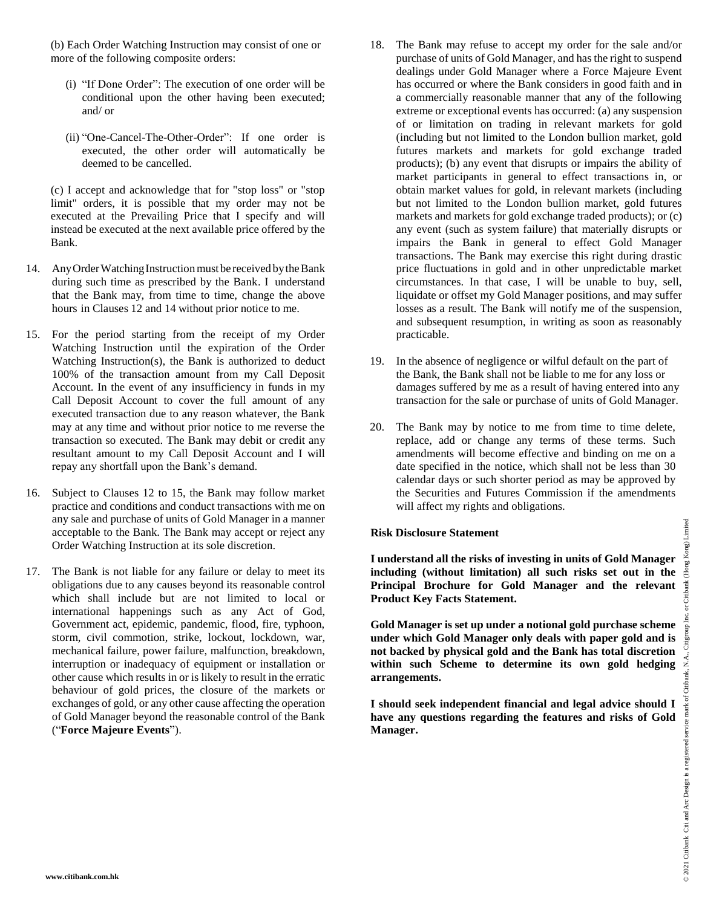(b) Each Order Watching Instruction may consist of one or more of the following composite orders:

(i) "If Done Order": The execution of one order will be conditional upon the other having been executed; and/ or

(ii) "One-Cancel-The-Other-Order": If one order is executed, the other order will automatically be deemed to be cancelled.

(c) I accept and acknowledge that for "stop loss" or "stop limit" orders, it is possible that my order may not be executed at the Prevailing Price that I specify and will instead be executed at the next available price offered by the Bank.

14. Any Order Watching Instruction must be received by the Bank during such time as prescribed by the Bank. I understand that the Bank may, from time to time, change the above hours in Clauses 12 and 14 without prior notice to me.

15. For the period starting from the receipt of my Order Watching Instruction until the expiration of the Order Watching Instruction(s), the Bank is authorized to deduct 100% of the transaction amount from my Call Deposit Account. In the event of any insufficiency in funds in my Call Deposit Account to cover the full amount of any executed transaction due to any reason whatever, the Bank may at any time and without prior notice to me reverse the transaction so executed. The Bank may debit or credit any resultant amount to my Call Deposit Account and I will repay any shortfall upon the Bank's demand.

16. Subject to Clauses 12 to 15, the Bank may follow market practice and conditions and conduct transactions with me on any sale and purchase of units of Gold Manager in a manner acceptable to the Bank. The Bank may accept or reject any Order Watching Instruction at its sole discretion.

17. The Bank is not liable for any failure or delay to meet its obligations due to any causes beyond its reasonable control which shall include but are not limited to local or international happenings such as any Act of God, Government act, epidemic, pandemic, flood, fire, typhoon, storm, civil commotion, strike, lockout, lockdown, war, mechanical failure, power failure, malfunction, breakdown, interruption or inadequacy of equipment or installation or other cause which results in or is likely to result in the erratic behaviour of gold prices, the closure of the markets or exchanges of gold, or any other cause affecting the operation of Gold Manager beyond the reasonable control of the Bank ("**Force Majeure Events**").

18. The Bank may refuse to accept my order for the sale and/or purchase of units of Gold Manager, and has the right to suspend dealings under Gold Manager where a Force Majeure Event has occurred or where the Bank considers in good faith and in a commercially reasonable manner that any of the following extreme or exceptional events has occurred: (a) any suspension of or limitation on trading in relevant markets for gold (including but not limited to the London bullion market, gold futures markets and markets for gold exchange traded products); (b) any event that disrupts or impairs the ability of market participants in general to effect transactions in, or obtain market values for gold, in relevant markets (including but not limited to the London bullion market, gold futures markets and markets for gold exchange traded products); or (c) any event (such as system failure) that materially disrupts or impairs the Bank in general to effect Gold Manager transactions. The Bank may exercise this right during drastic price fluctuations in gold and in other unpredictable market circumstances. In that case, I will be unable to buy, sell, liquidate or offset my Gold Manager positions, and may suffer losses as a result. The Bank will notify me of the suspension, and subsequent resumption, in writing as soon as reasonably practicable.

19. In the absence of negligence or wilful default on the part of the Bank, the Bank shall not be liable to me for any loss or damages suffered by me as a result of having entered into any transaction for the sale or purchase of units of Gold Manager.

20. The Bank may by notice to me from time to time delete, replace, add or change any terms of these terms. Such amendments will become effective and binding on me on a date specified in the notice, which shall not be less than 30 calendar days or such shorter period as may be approved by the Securities and Futures Commission if the amendments will affect my rights and obligations.

**Risk Disclosure Statement**

**I understand all the risks of investing in units of Gold Manager including (without limitation) all such risks set out in the Principal Brochure for Gold Manager and the relevant Product Key Facts Statement.**

**Gold Manager is set up under a notional gold purchase scheme under which Gold Manager only deals with paper gold and is not backed by physical gold and the Bank has total discretion within such Scheme to determine its own gold hedging arrangements.**

**I should seek independent financial and legal advice should I have any questions regarding the features and risks of Gold Manager.**

© 2021 Citibank. Citi and Arc Design is a registered service mark of Citibank, N.A., Citigroup Inc. or Citibank (Hong Kong) Limited